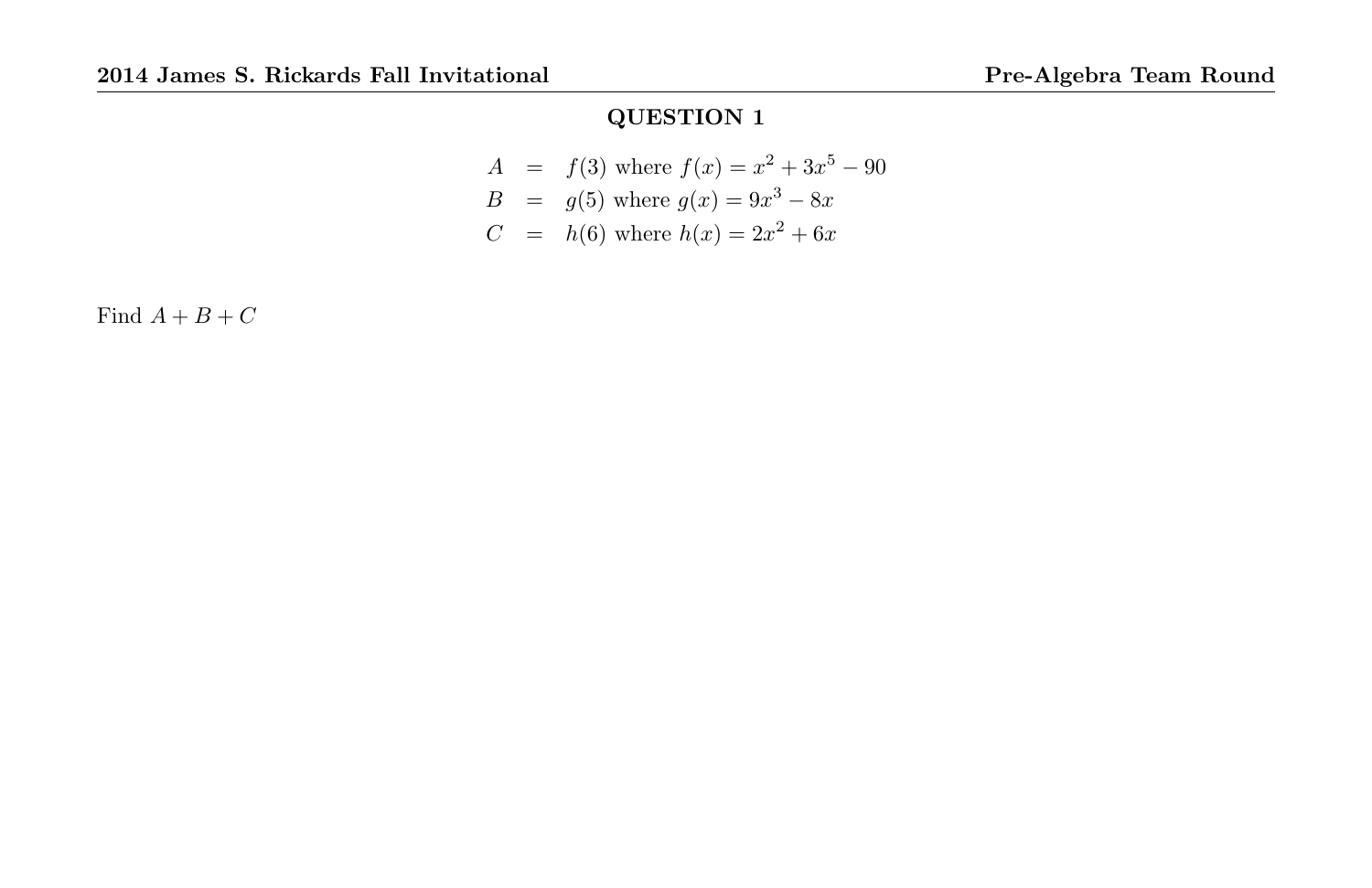## QUESTION 1

$$
\begin{aligned}
A &= f(3) \text{ where } f(x) = x^2 + 3x^5 - 90 \\
B &= g(5) \text{ where } g(x) = 9x^3 - 8x \\
C &= h(6) \text{ where } h(x) = 2x^2 + 6x
\end{aligned}
$$

Find $A + B + C$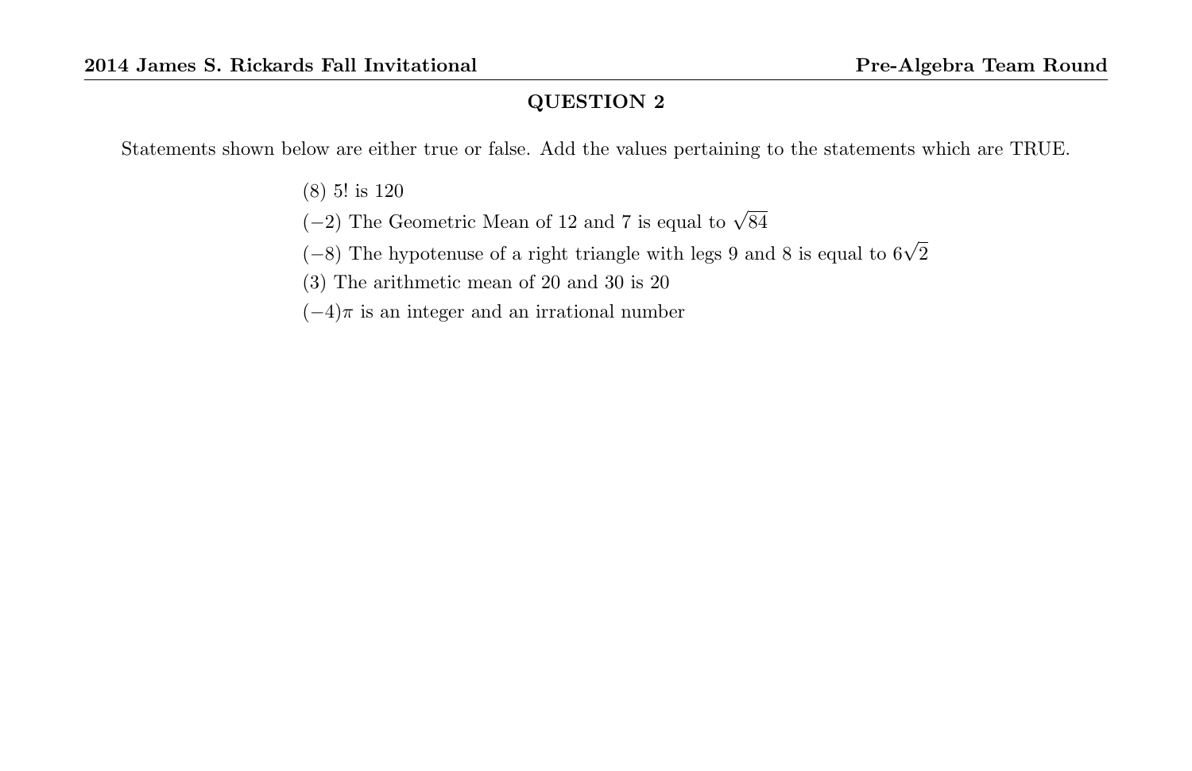## QUESTION 2

Statements shown below are either true or false. Add the values pertaining to the statements which are TRUE.

(8) 5! is 120

(−2) The Geometric Mean of 12 and 7 is equal to $\sqrt{84}$

(−8) The hypotenuse of a right triangle with legs 9 and 8 is equal to $6\sqrt{2}$

(3) The arithmetic mean of 20 and 30 is 20

(−4)$\pi$ is an integer and an irrational number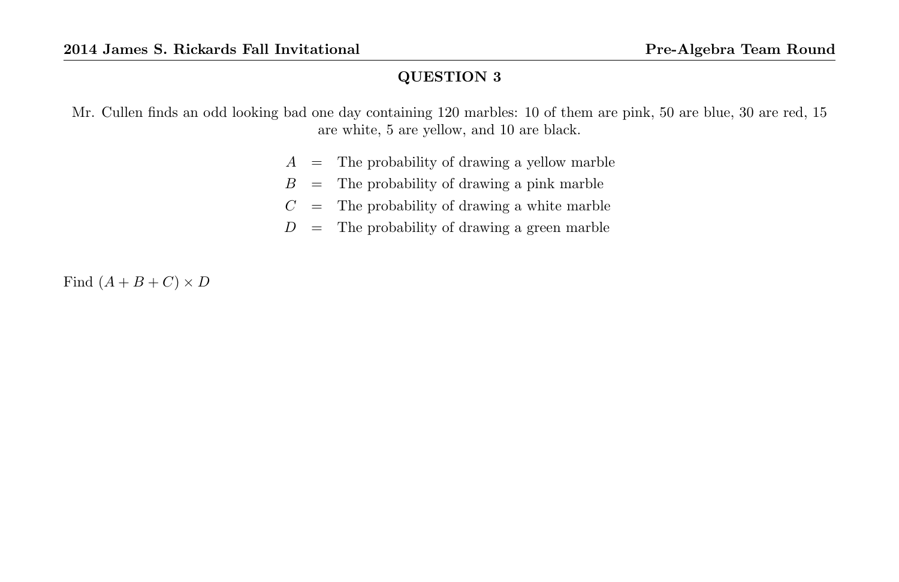## QUESTION 3

Mr. Cullen finds an odd looking bad one day containing 120 marbles: 10 of them are pink, 50 are blue, 30 are red, 15 are white, 5 are yellow, and 10 are black.

$$\begin{aligned} A &= \text{The probability of drawing a yellow marble} \\ B &= \text{The probability of drawing a pink marble} \\ C &= \text{The probability of drawing a white marble} \\ D &= \text{The probability of drawing a green marble} \end{aligned}$$

Find $(A + B + C) \times D$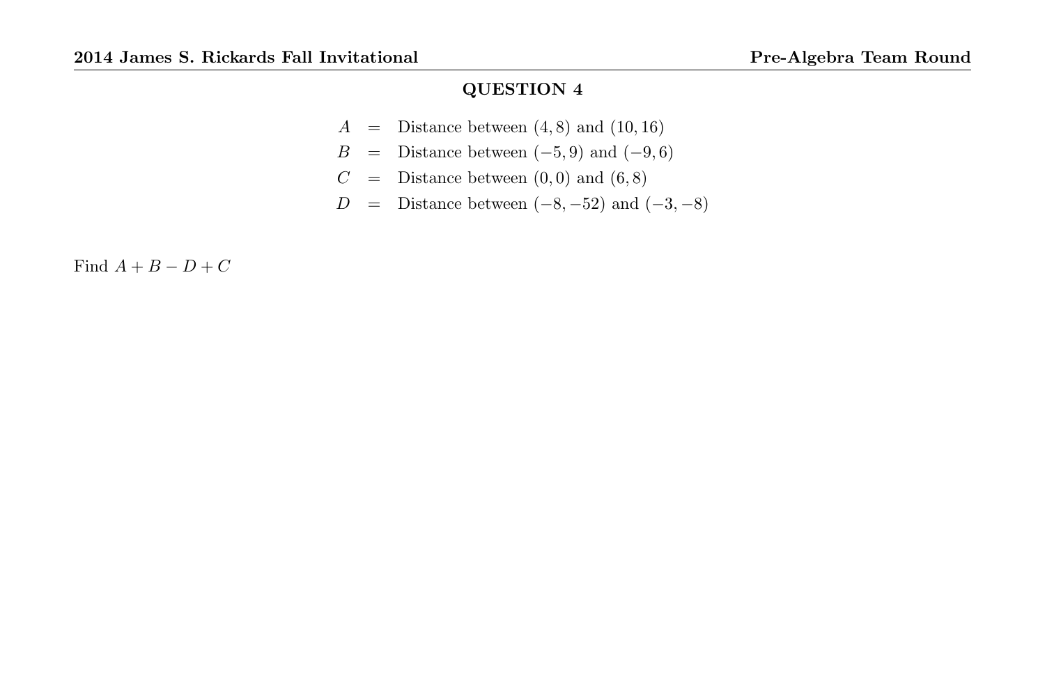## QUESTION 4

$$
\begin{aligned}
A &= \text{Distance between } (4,8) \text{ and } (10,16) \\
B &= \text{Distance between } (-5,9) \text{ and } (-9,6) \\
C &= \text{Distance between } (0,0) \text{ and } (6,8) \\
D &= \text{Distance between } (-8,-52) \text{ and } (-3,-8)
\end{aligned}
$$

Find $A + B - D + C$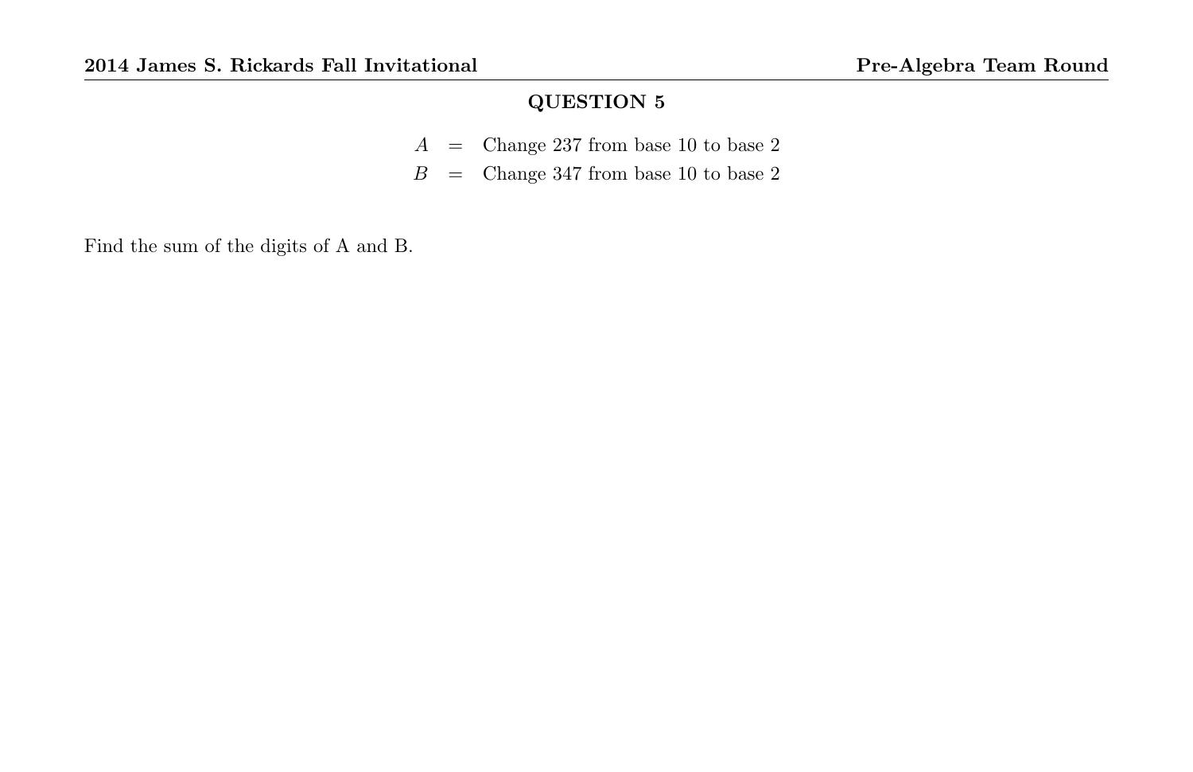## QUESTION 5

$$
\begin{aligned}
A &= \text{Change 237 from base 10 to base 2} \\
B &= \text{Change 347 from base 10 to base 2}
\end{aligned}
$$

Find the sum of the digits of A and B.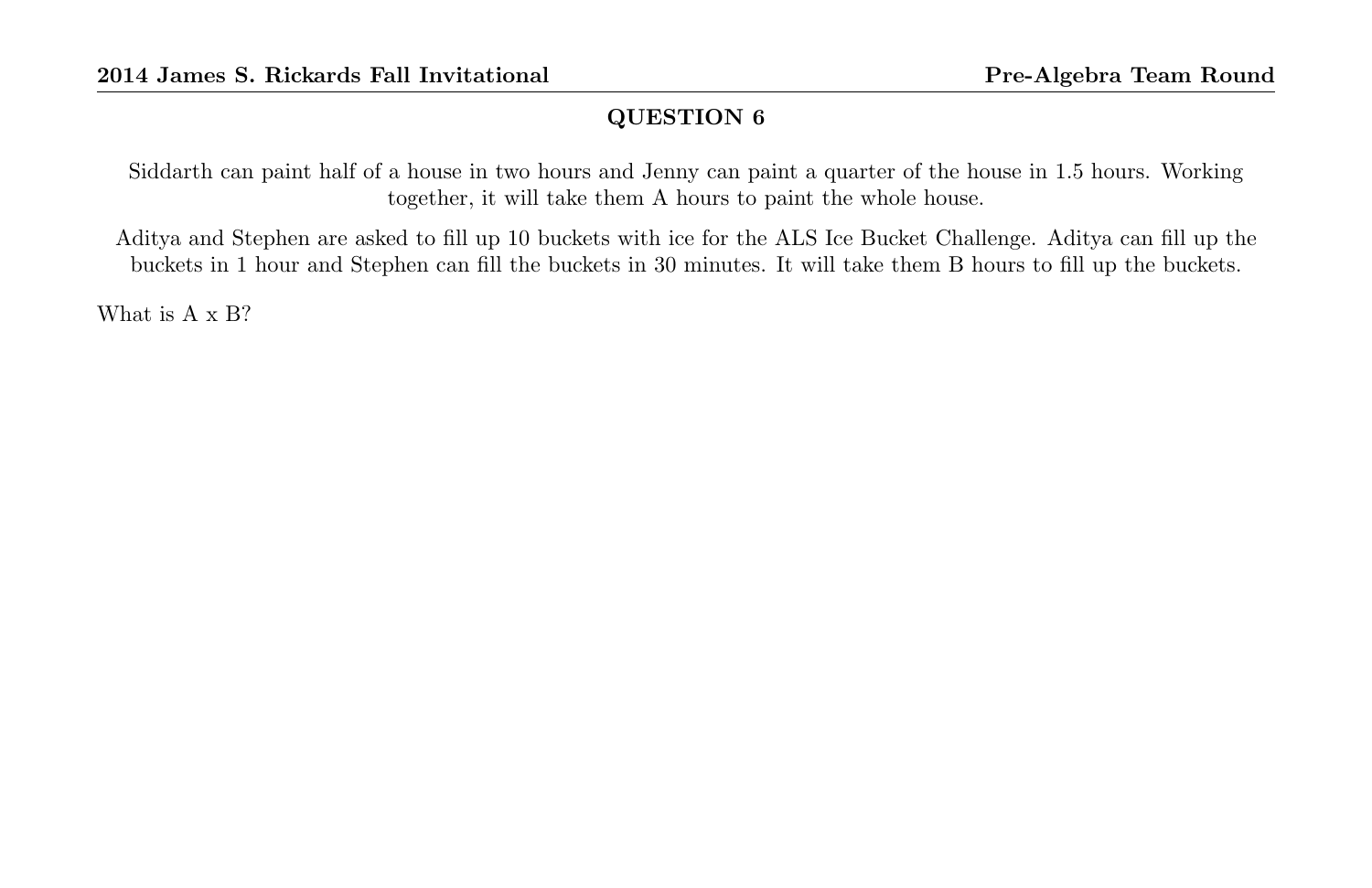## QUESTION 6

Siddarth can paint half of a house in two hours and Jenny can paint a quarter of the house in 1.5 hours. Working together, it will take them A hours to paint the whole house.

Aditya and Stephen are asked to fill up 10 buckets with ice for the ALS Ice Bucket Challenge. Aditya can fill up the buckets in 1 hour and Stephen can fill the buckets in 30 minutes. It will take them B hours to fill up the buckets.

What is A x B?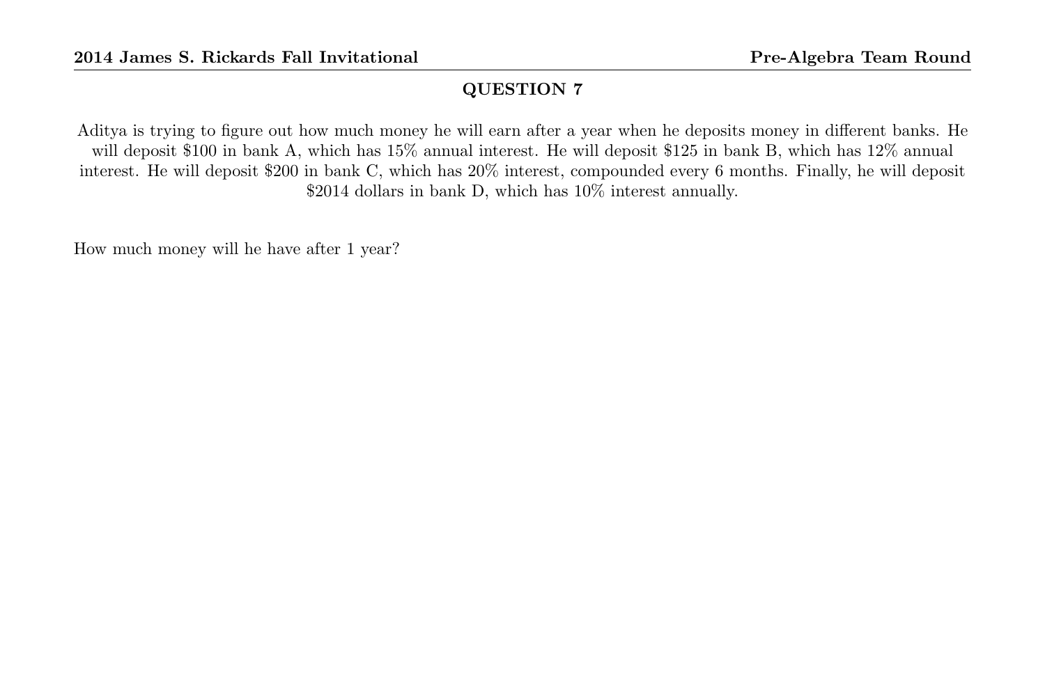## QUESTION 7

Aditya is trying to figure out how much money he will earn after a year when he deposits money in different banks. He will deposit \$100 in bank A, which has 15% annual interest. He will deposit \$125 in bank B, which has 12% annual interest. He will deposit \$200 in bank C, which has 20% interest, compounded every 6 months. Finally, he will deposit \$2014 dollars in bank D, which has 10% interest annually.

How much money will he have after 1 year?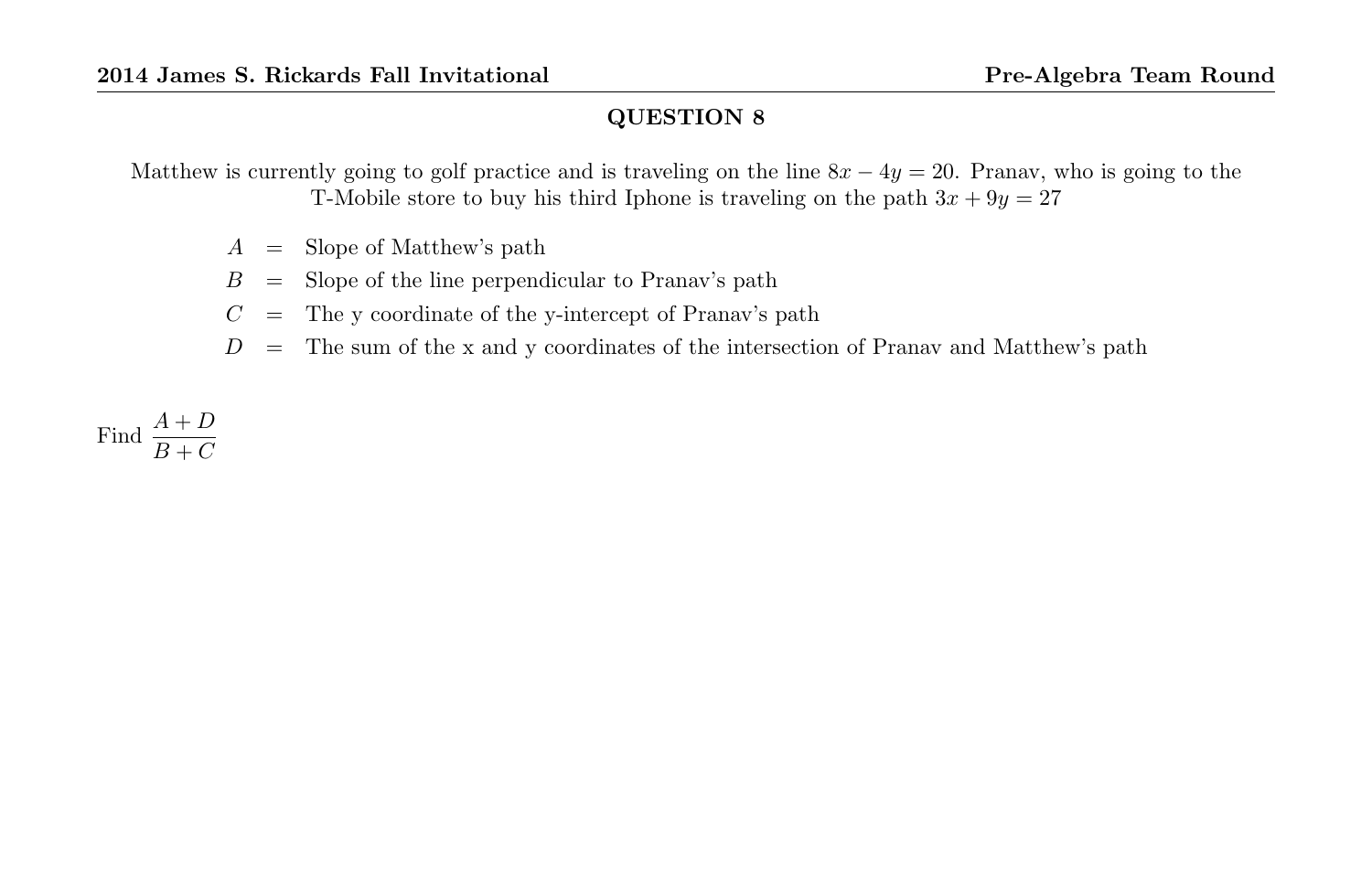## QUESTION 8

Matthew is currently going to golf practice and is traveling on the line $8x - 4y = 20$. Pranav, who is going to the T-Mobile store to buy his third Iphone is traveling on the path $3x + 9y = 27$

- $A$ = Slope of Matthew's path
- $B$ = Slope of the line perpendicular to Pranav's path
- $C$ = The y coordinate of the y-intercept of Pranav's path
- $D$ = The sum of the x and y coordinates of the intersection of Pranav and Matthew's path

Find $\dfrac{A + D}{B + C}$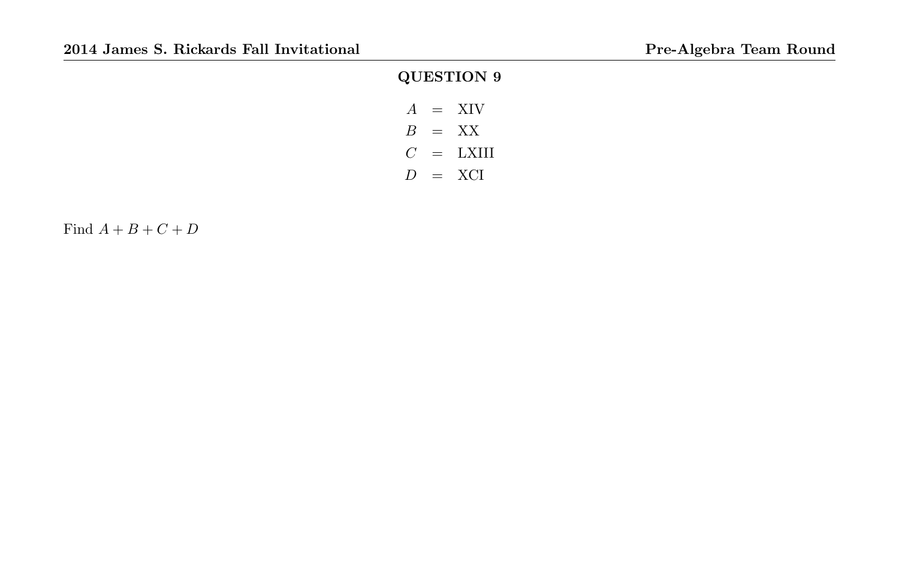## QUESTION 9

$$
\begin{aligned}
A &= \text{XIV} \\
B &= \text{XX} \\
C &= \text{LXIII} \\
D &= \text{XCI}
\end{aligned}
$$

Find $A + B + C + D$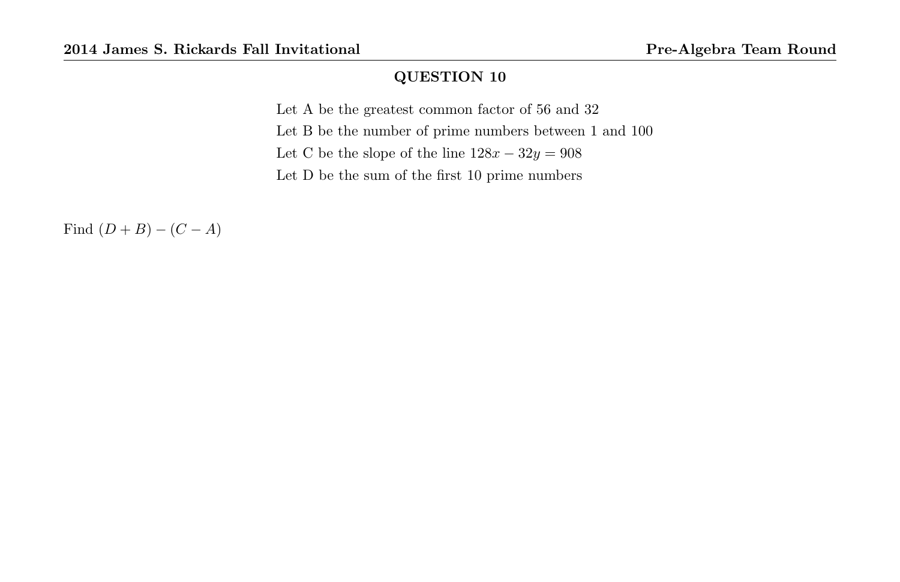## QUESTION 10

Let A be the greatest common factor of 56 and 32

Let B be the number of prime numbers between 1 and 100

Let C be the slope of the line $128x - 32y = 908$

Let D be the sum of the first 10 prime numbers

Find $(D + B) - (C - A)$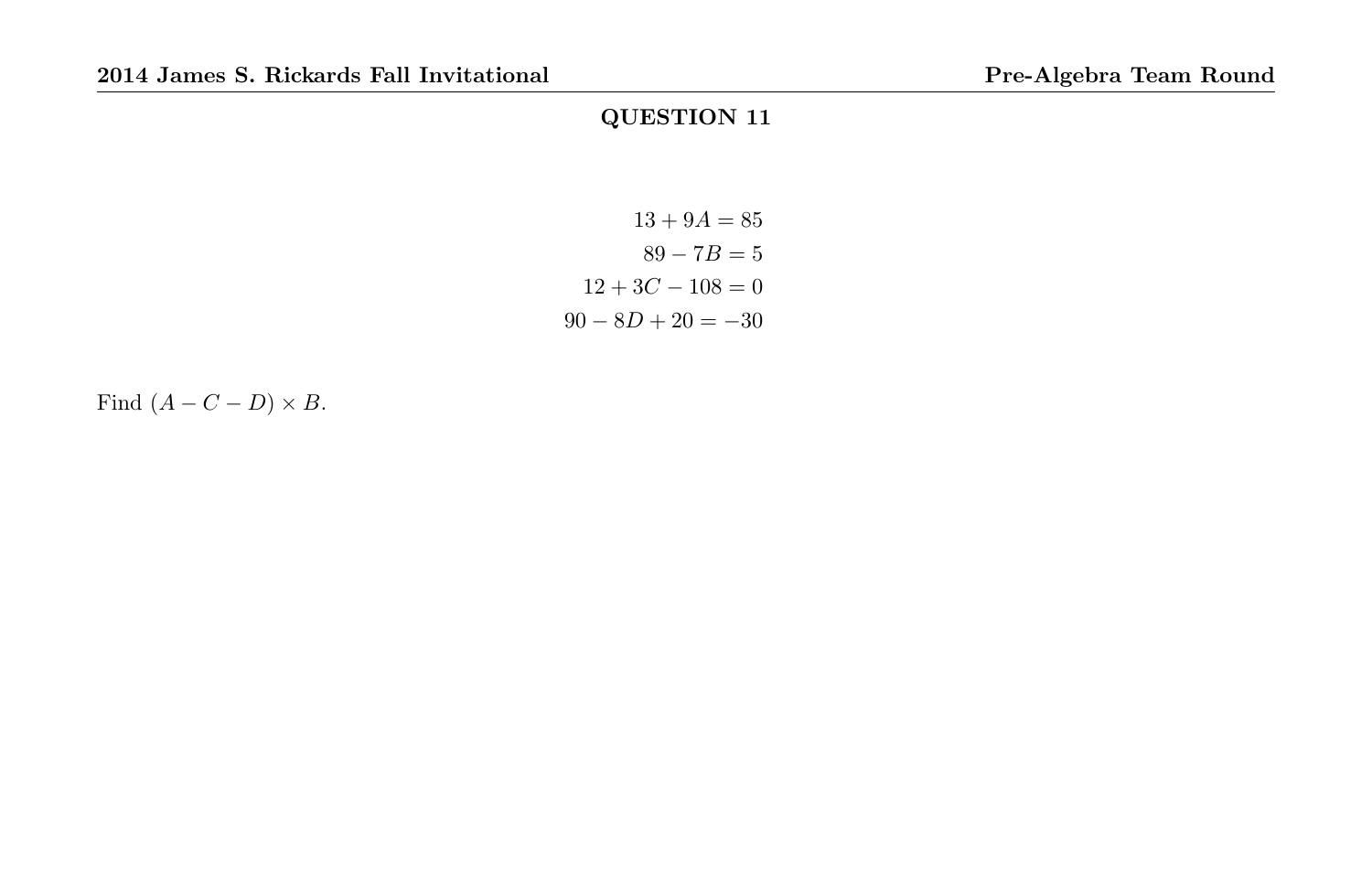## QUESTION 11

$$13 + 9A = 85$$
$$89 - 7B = 5$$
$$12 + 3C - 108 = 0$$
$$90 - 8D + 20 = -30$$

Find $(A - C - D) \times B$.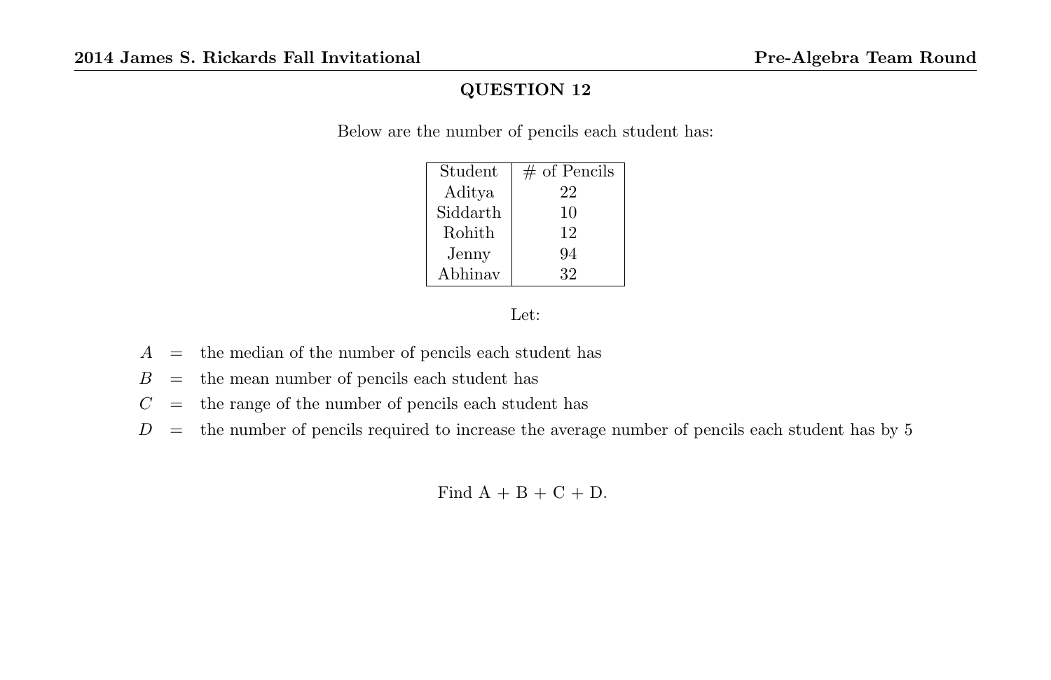## QUESTION 12

Below are the number of pencils each student has:

| Student | # of Pencils |
|---|---|
| Aditya | 22 |
| Siddarth | 10 |
| Rohith | 12 |
| Jenny | 94 |
| Abhinav | 32 |

Let:

$A$ = the median of the number of pencils each student has

$B$ = the mean number of pencils each student has

$C$ = the range of the number of pencils each student has

$D$ = the number of pencils required to increase the average number of pencils each student has by 5

Find A + B + C + D.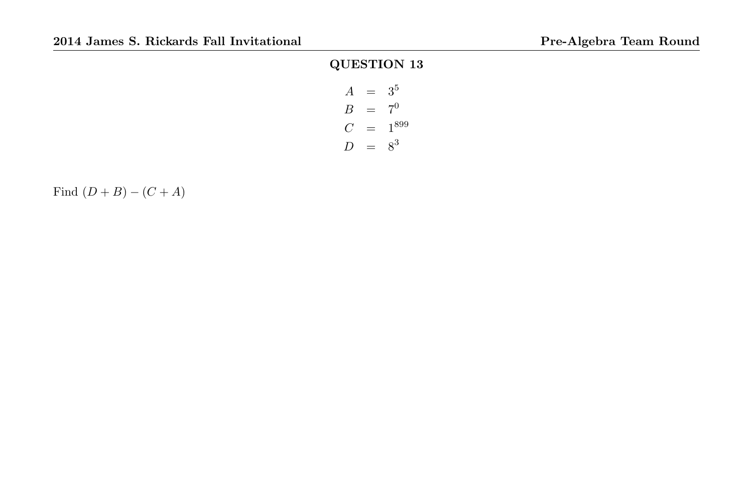## QUESTION 13

$$
\begin{aligned}
A &= 3^5 \\
B &= 7^0 \\
C &= 1^{899} \\
D &= 8^3
\end{aligned}
$$

Find $(D + B) - (C + A)$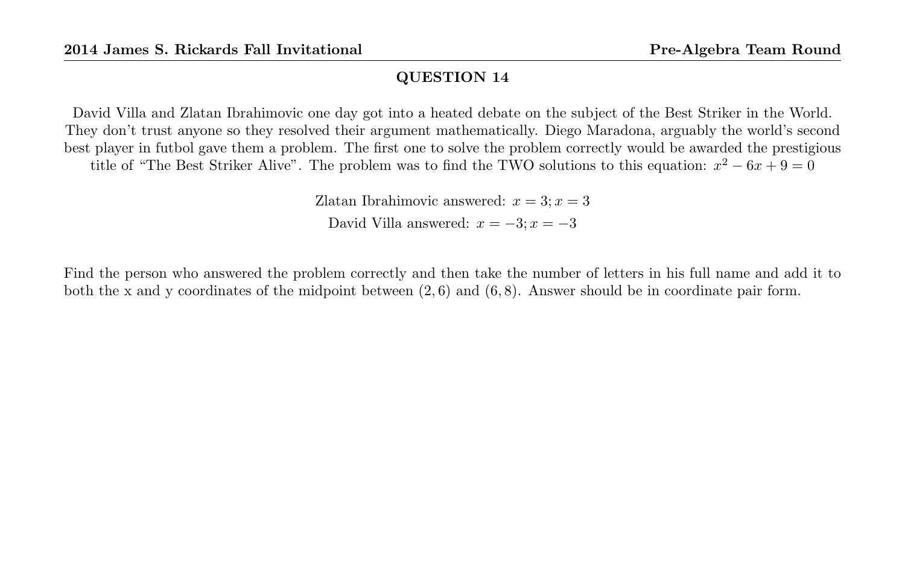## QUESTION 14

David Villa and Zlatan Ibrahimovic one day got into a heated debate on the subject of the Best Striker in the World. They don't trust anyone so they resolved their argument mathematically. Diego Maradona, arguably the world's second best player in futbol gave them a problem. The first one to solve the problem correctly would be awarded the prestigious title of "The Best Striker Alive". The problem was to find the TWO solutions to this equation: $x^2 - 6x + 9 = 0$

Zlatan Ibrahimovic answered: $x = 3; x = 3$

David Villa answered: $x = -3; x = -3$

Find the person who answered the problem correctly and then take the number of letters in his full name and add it to both the x and y coordinates of the midpoint between $(2, 6)$ and $(6, 8)$. Answer should be in coordinate pair form.